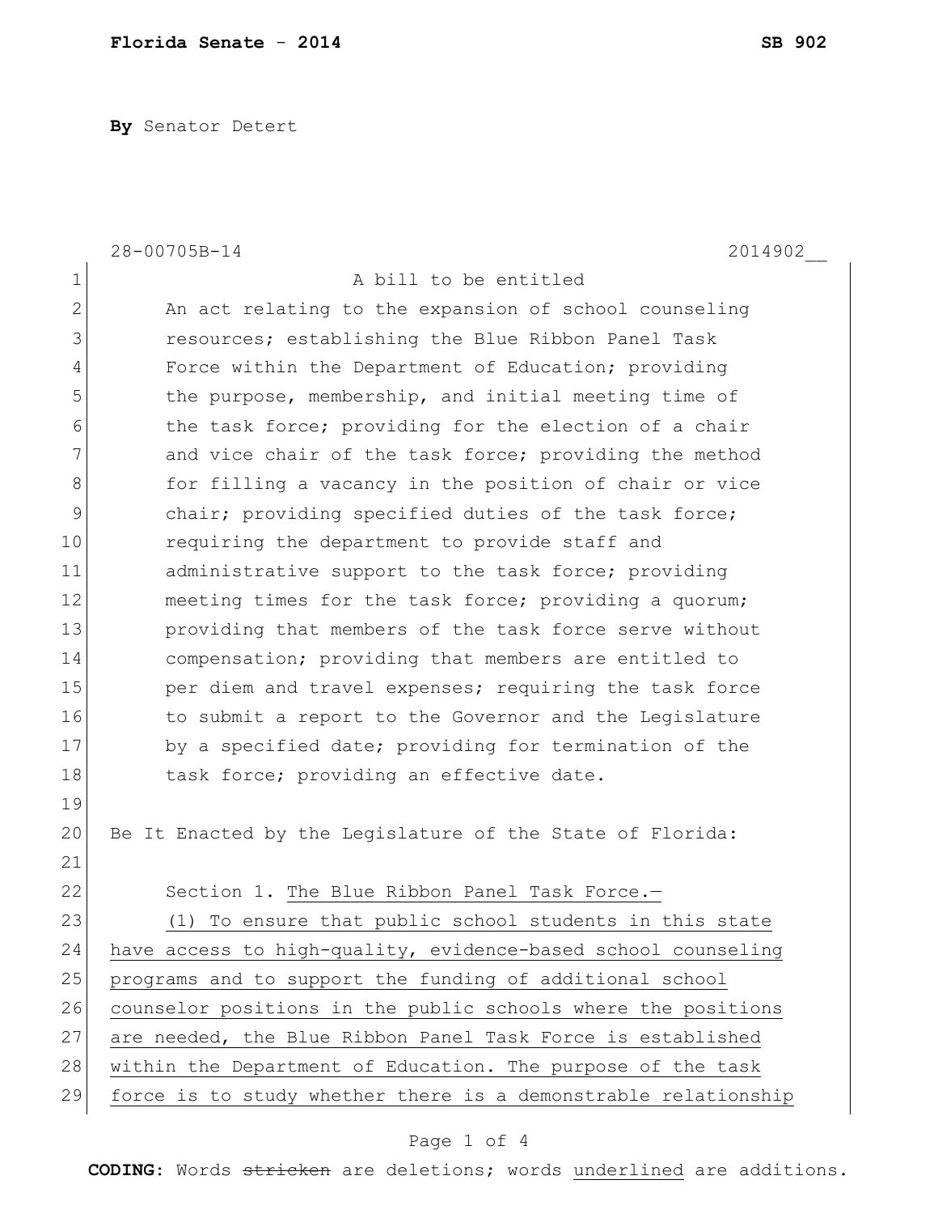**By** Senator Detert

28-00705B-14 2014902__

A bill to be entitled

An act relating to the expansion of school counseling resources; establishing the Blue Ribbon Panel Task Force within the Department of Education; providing the purpose, membership, and initial meeting time of the task force; providing for the election of a chair and vice chair of the task force; providing the method for filling a vacancy in the position of chair or vice chair; providing specified duties of the task force; requiring the department to provide staff and administrative support to the task force; providing meeting times for the task force; providing a quorum; providing that members of the task force serve without compensation; providing that members are entitled to per diem and travel expenses; requiring the task force to submit a report to the Governor and the Legislature by a specified date; providing for termination of the task force; providing an effective date.

Be It Enacted by the Legislature of the State of Florida:

Section 1. The Blue Ribbon Panel Task Force.—

(1) To ensure that public school students in this state have access to high-quality, evidence-based school counseling programs and to support the funding of additional school counselor positions in the public schools where the positions are needed, the Blue Ribbon Panel Task Force is established within the Department of Education. The purpose of the task force is to study whether there is a demonstrable relationship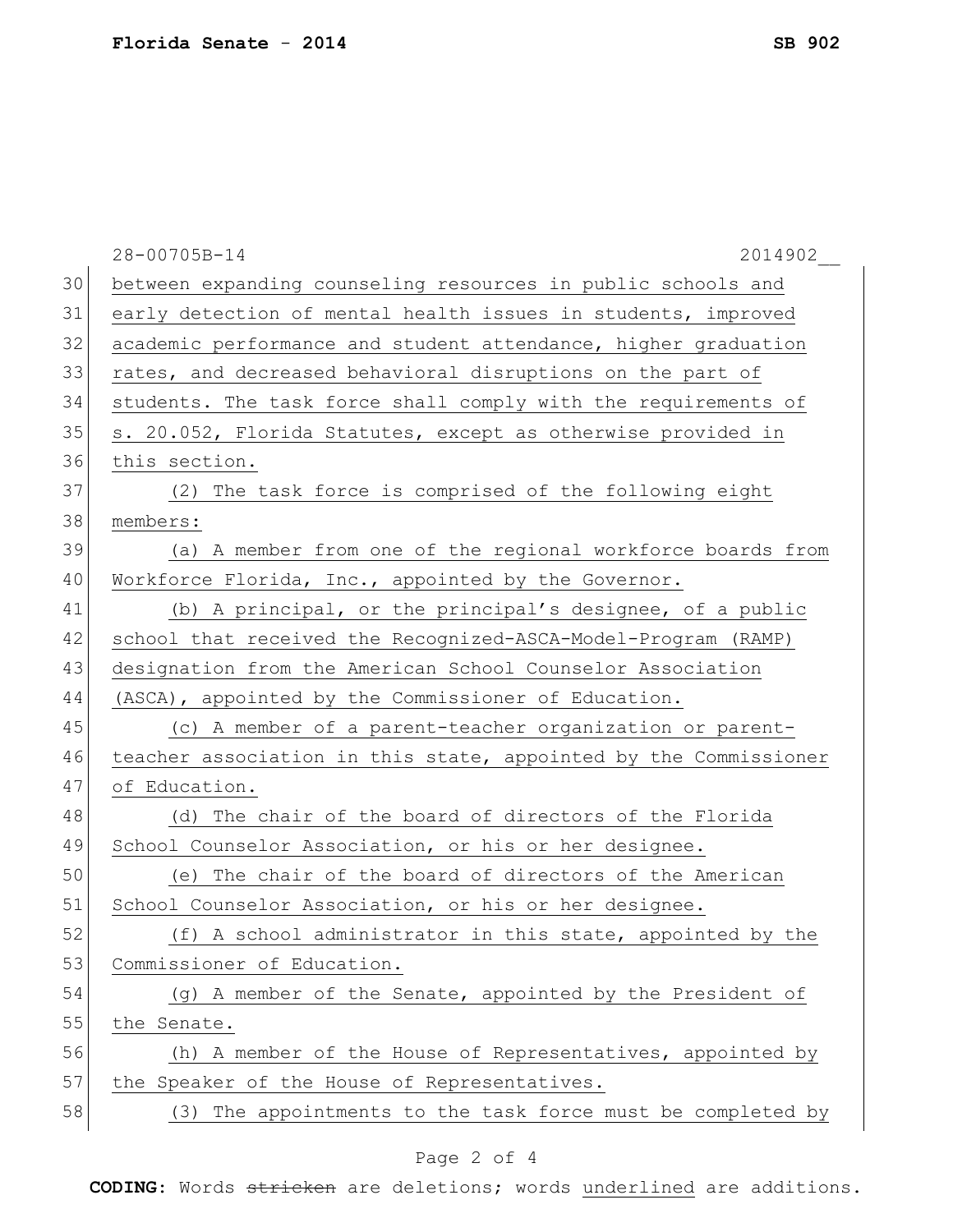28-00705B-14 2014902__

between expanding counseling resources in public schools and early detection of mental health issues in students, improved academic performance and student attendance, higher graduation rates, and decreased behavioral disruptions on the part of students. The task force shall comply with the requirements of s. 20.052, Florida Statutes, except as otherwise provided in this section.

(2) The task force is comprised of the following eight members:

(a) A member from one of the regional workforce boards from Workforce Florida, Inc., appointed by the Governor.

(b) A principal, or the principal's designee, of a public school that received the Recognized-ASCA-Model-Program (RAMP) designation from the American School Counselor Association (ASCA), appointed by the Commissioner of Education.

(c) A member of a parent-teacher organization or parent-teacher association in this state, appointed by the Commissioner of Education.

(d) The chair of the board of directors of the Florida School Counselor Association, or his or her designee.

(e) The chair of the board of directors of the American School Counselor Association, or his or her designee.

(f) A school administrator in this state, appointed by the Commissioner of Education.

(g) A member of the Senate, appointed by the President of the Senate.

(h) A member of the House of Representatives, appointed by the Speaker of the House of Representatives.

(3) The appointments to the task force must be completed by

**CODING:** Words ~~stricken~~ are deletions; words underlined are additions.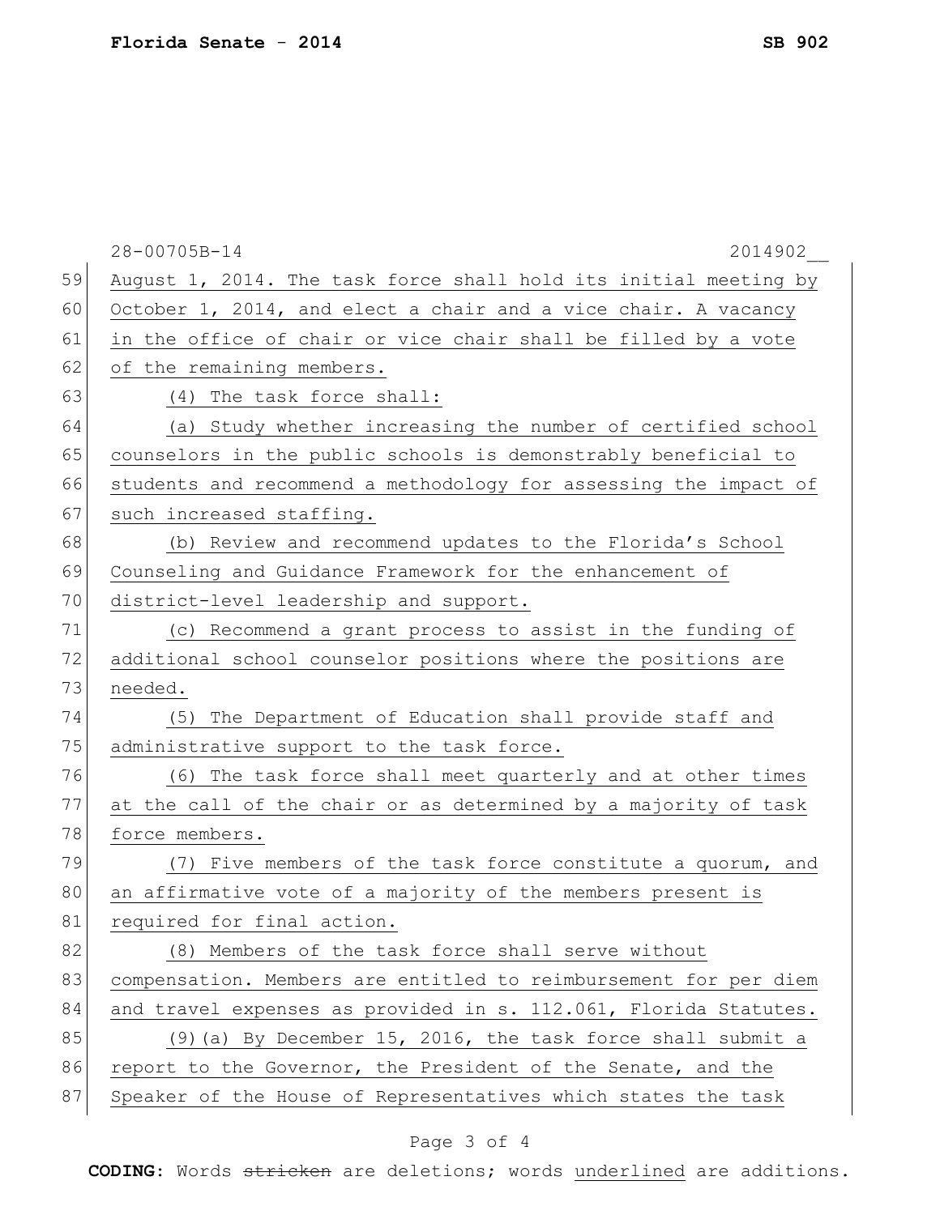August 1, 2014. The task force shall hold its initial meeting by October 1, 2014, and elect a chair and a vice chair. A vacancy in the office of chair or vice chair shall be filled by a vote of the remaining members.

(4) The task force shall:

(a) Study whether increasing the number of certified school counselors in the public schools is demonstrably beneficial to students and recommend a methodology for assessing the impact of such increased staffing.

(b) Review and recommend updates to the Florida's School Counseling and Guidance Framework for the enhancement of district-level leadership and support.

(c) Recommend a grant process to assist in the funding of additional school counselor positions where the positions are needed.

(5) The Department of Education shall provide staff and administrative support to the task force.

(6) The task force shall meet quarterly and at other times at the call of the chair or as determined by a majority of task force members.

(7) Five members of the task force constitute a quorum, and an affirmative vote of a majority of the members present is required for final action.

(8) Members of the task force shall serve without compensation. Members are entitled to reimbursement for per diem and travel expenses as provided in s. 112.061, Florida Statutes.

(9)(a) By December 15, 2016, the task force shall submit a report to the Governor, the President of the Senate, and the Speaker of the House of Representatives which states the task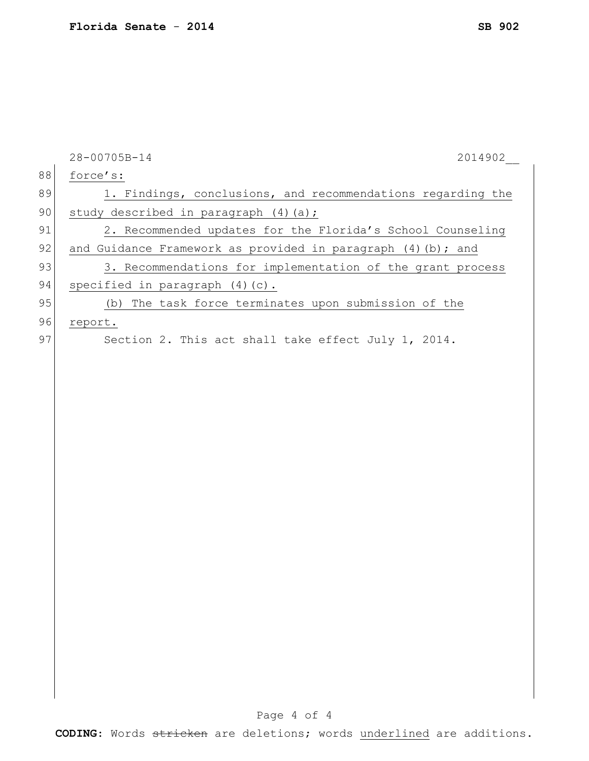28-00705B-14 2014902__

88 force's:

89 1. Findings, conclusions, and recommendations regarding the

90 study described in paragraph (4)(a);

91 2. Recommended updates for the Florida's School Counseling

92 and Guidance Framework as provided in paragraph (4)(b); and

93 3. Recommendations for implementation of the grant process

94 specified in paragraph (4)(c).

95 (b) The task force terminates upon submission of the

96 report.

97 Section 2. This act shall take effect July 1, 2014.

**CODING:** Words ~~stricken~~ are deletions; words underlined are additions.